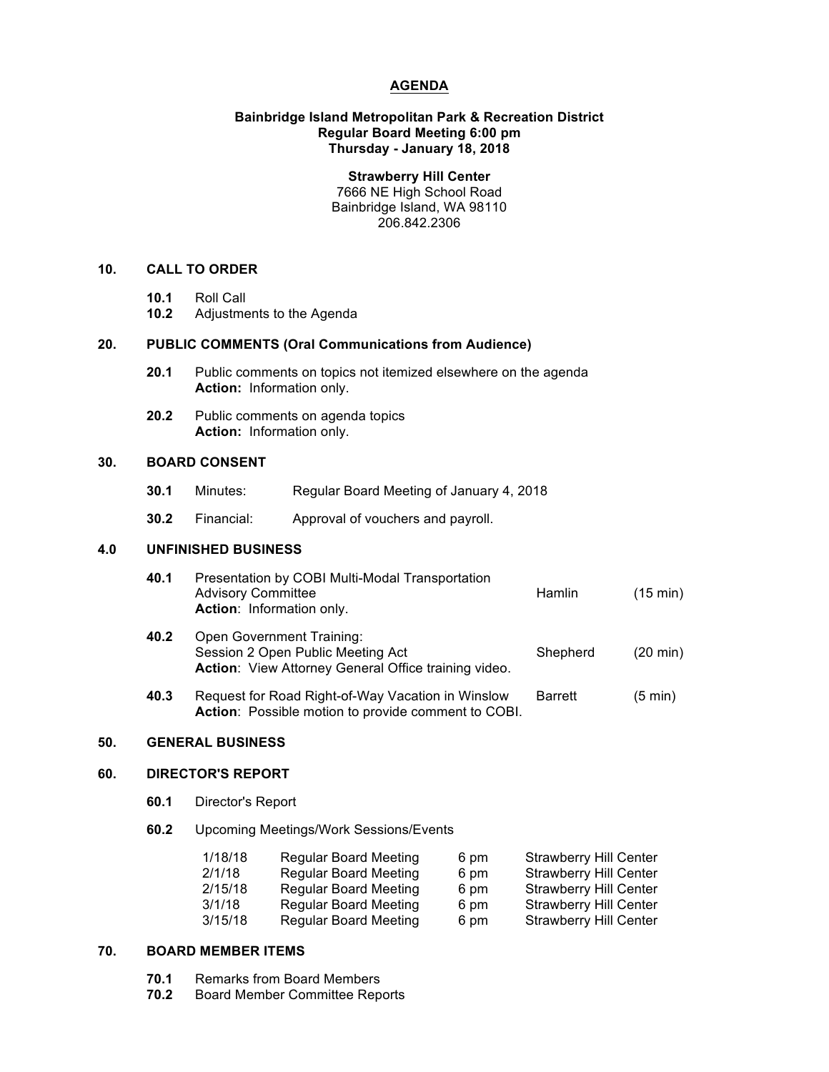# AGENDA

**Bainbridge Island Metropolitan Park & Recreation District**
**Regular Board Meeting 6:00 pm**
**Thursday - January 18, 2018**

**Strawberry Hill Center**
7666 NE High School Road
Bainbridge Island, WA 98110
206.842.2306

## 10. CALL TO ORDER

- **10.1** Roll Call
- **10.2** Adjustments to the Agenda

## 20. PUBLIC COMMENTS (Oral Communications from Audience)

- **20.1** Public comments on topics not itemized elsewhere on the agenda
  **Action:** Information only.
- **20.2** Public comments on agenda topics
  **Action:** Information only.

## 30. BOARD CONSENT

- **30.1** Minutes: Regular Board Meeting of January 4, 2018
- **30.2** Financial: Approval of vouchers and payroll.

## 4.0 UNFINISHED BUSINESS

| | | | |
|---|---|---|---|
| **40.1** | Presentation by COBI Multi-Modal Transportation Advisory Committee<br>**Action**: Information only. | Hamlin | (15 min) |
| **40.2** | Open Government Training:<br>Session 2 Open Public Meeting Act<br>**Action**: View Attorney General Office training video. | Shepherd | (20 min) |
| **40.3** | Request for Road Right-of-Way Vacation in Winslow<br>**Action**: Possible motion to provide comment to COBI. | Barrett | (5 min) |

## 50. GENERAL BUSINESS

## 60. DIRECTOR'S REPORT

- **60.1** Director's Report
- **60.2** Upcoming Meetings/Work Sessions/Events

| | | | |
|---|---|---|---|
| 1/18/18 | Regular Board Meeting | 6 pm | Strawberry Hill Center |
| 2/1/18 | Regular Board Meeting | 6 pm | Strawberry Hill Center |
| 2/15/18 | Regular Board Meeting | 6 pm | Strawberry Hill Center |
| 3/1/18 | Regular Board Meeting | 6 pm | Strawberry Hill Center |
| 3/15/18 | Regular Board Meeting | 6 pm | Strawberry Hill Center |

## 70. BOARD MEMBER ITEMS

- **70.1** Remarks from Board Members
- **70.2** Board Member Committee Reports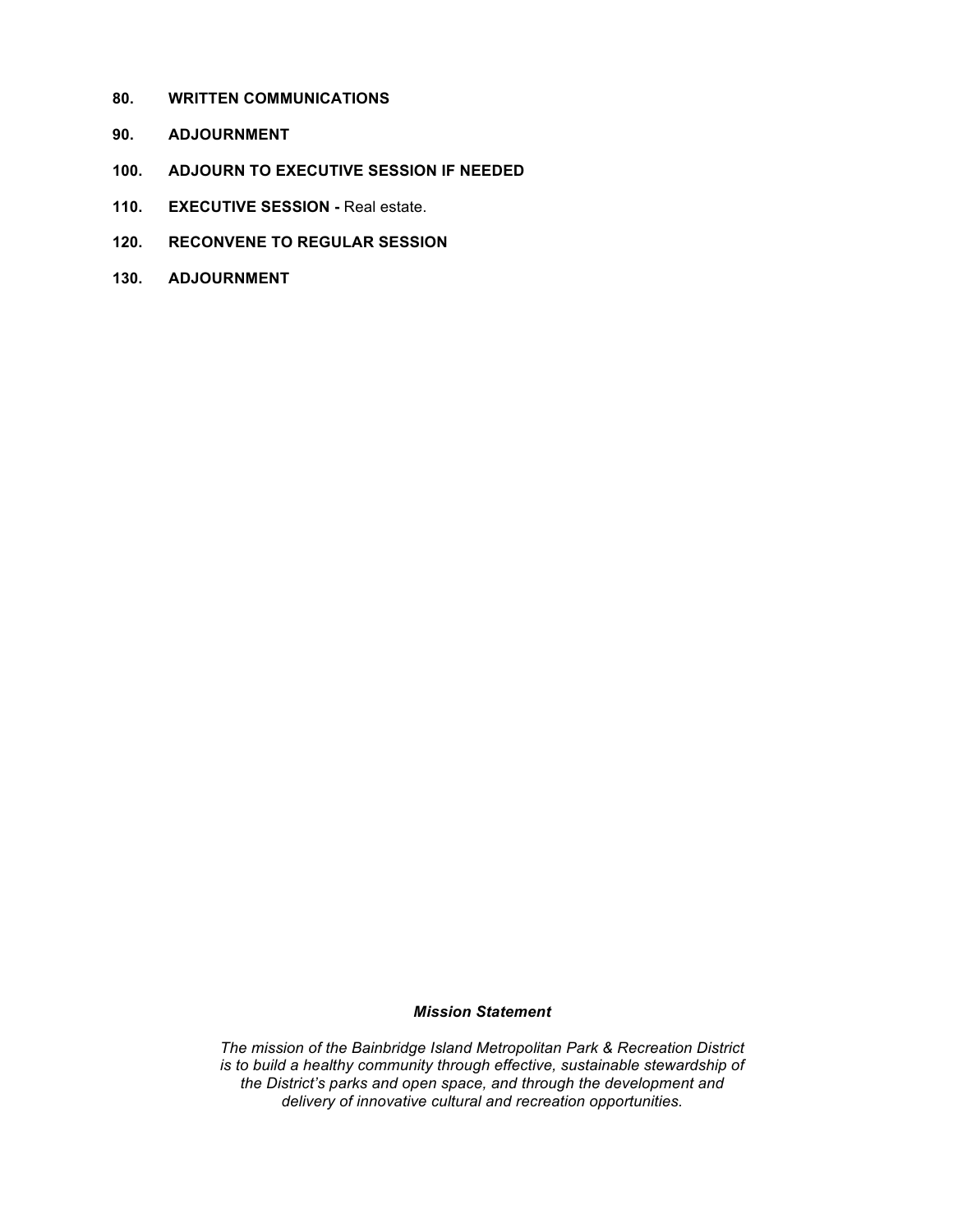**80. WRITTEN COMMUNICATIONS**

**90. ADJOURNMENT**

**100. ADJOURN TO EXECUTIVE SESSION IF NEEDED**

**110. EXECUTIVE SESSION -** Real estate.

**120. RECONVENE TO REGULAR SESSION**

**130. ADJOURNMENT**

***Mission Statement***

*The mission of the Bainbridge Island Metropolitan Park & Recreation District is to build a healthy community through effective, sustainable stewardship of the District's parks and open space, and through the development and delivery of innovative cultural and recreation opportunities.*